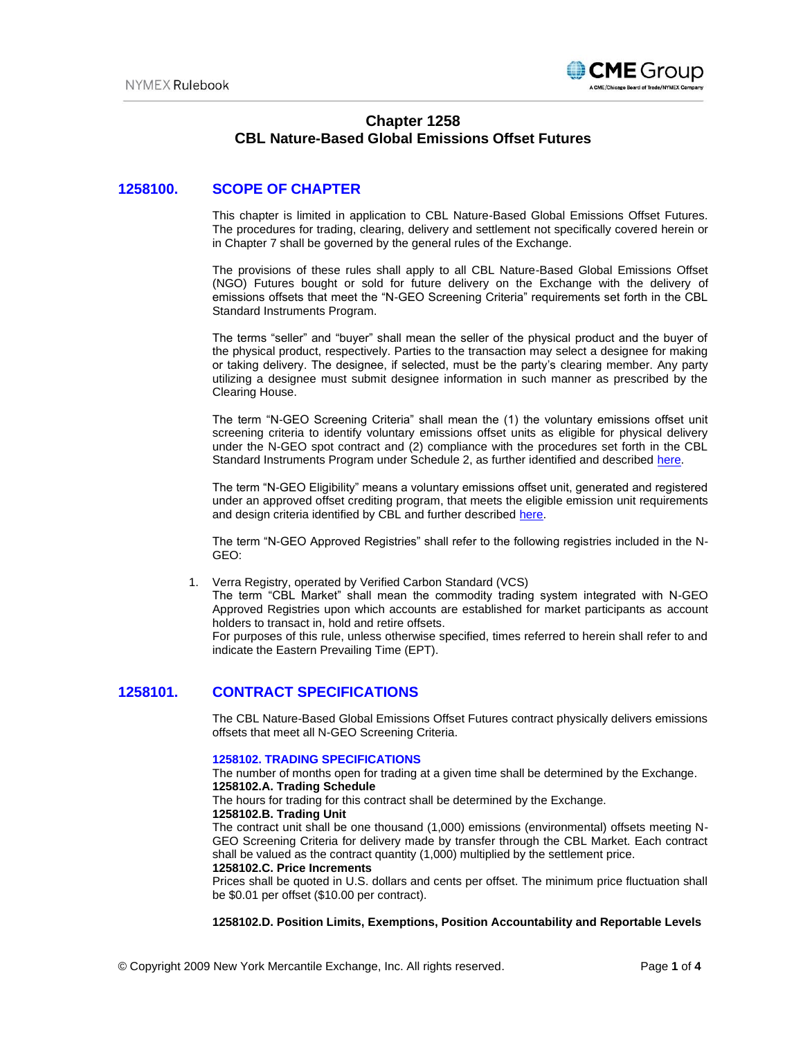# Chapter 1258
# CBL Nature-Based Global Emissions Offset Futures

## 1258100. SCOPE OF CHAPTER

This chapter is limited in application to CBL Nature-Based Global Emissions Offset Futures. The procedures for trading, clearing, delivery and settlement not specifically covered herein or in Chapter 7 shall be governed by the general rules of the Exchange.

The provisions of these rules shall apply to all CBL Nature-Based Global Emissions Offset (NGO) Futures bought or sold for future delivery on the Exchange with the delivery of emissions offsets that meet the "N-GEO Screening Criteria" requirements set forth in the CBL Standard Instruments Program.

The terms "seller" and "buyer" shall mean the seller of the physical product and the buyer of the physical product, respectively. Parties to the transaction may select a designee for making or taking delivery. The designee, if selected, must be the party's clearing member. Any party utilizing a designee must submit designee information in such manner as prescribed by the Clearing House.

The term "N-GEO Screening Criteria" shall mean the (1) the voluntary emissions offset unit screening criteria to identify voluntary emissions offset units as eligible for physical delivery under the N-GEO spot contract and (2) compliance with the procedures set forth in the CBL Standard Instruments Program under Schedule 2, as further identified and described here.

The term "N-GEO Eligibility" means a voluntary emissions offset unit, generated and registered under an approved offset crediting program, that meets the eligible emission unit requirements and design criteria identified by CBL and further described here.

The term "N-GEO Approved Registries" shall refer to the following registries included in the N-GEO:

1. Verra Registry, operated by Verified Carbon Standard (VCS)

The term "CBL Market" shall mean the commodity trading system integrated with N-GEO Approved Registries upon which accounts are established for market participants as account holders to transact in, hold and retire offsets.

For purposes of this rule, unless otherwise specified, times referred to herein shall refer to and indicate the Eastern Prevailing Time (EPT).

## 1258101. CONTRACT SPECIFICATIONS

The CBL Nature-Based Global Emissions Offset Futures contract physically delivers emissions offsets that meet all N-GEO Screening Criteria.

### 1258102. TRADING SPECIFICATIONS

The number of months open for trading at a given time shall be determined by the Exchange.

**1258102.A. Trading Schedule**

The hours for trading for this contract shall be determined by the Exchange.

**1258102.B. Trading Unit**

The contract unit shall be one thousand (1,000) emissions (environmental) offsets meeting N-GEO Screening Criteria for delivery made by transfer through the CBL Market. Each contract shall be valued as the contract quantity (1,000) multiplied by the settlement price.

**1258102.C. Price Increments**

Prices shall be quoted in U.S. dollars and cents per offset. The minimum price fluctuation shall be $0.01 per offset ($10.00 per contract).

**1258102.D. Position Limits, Exemptions, Position Accountability and Reportable Levels**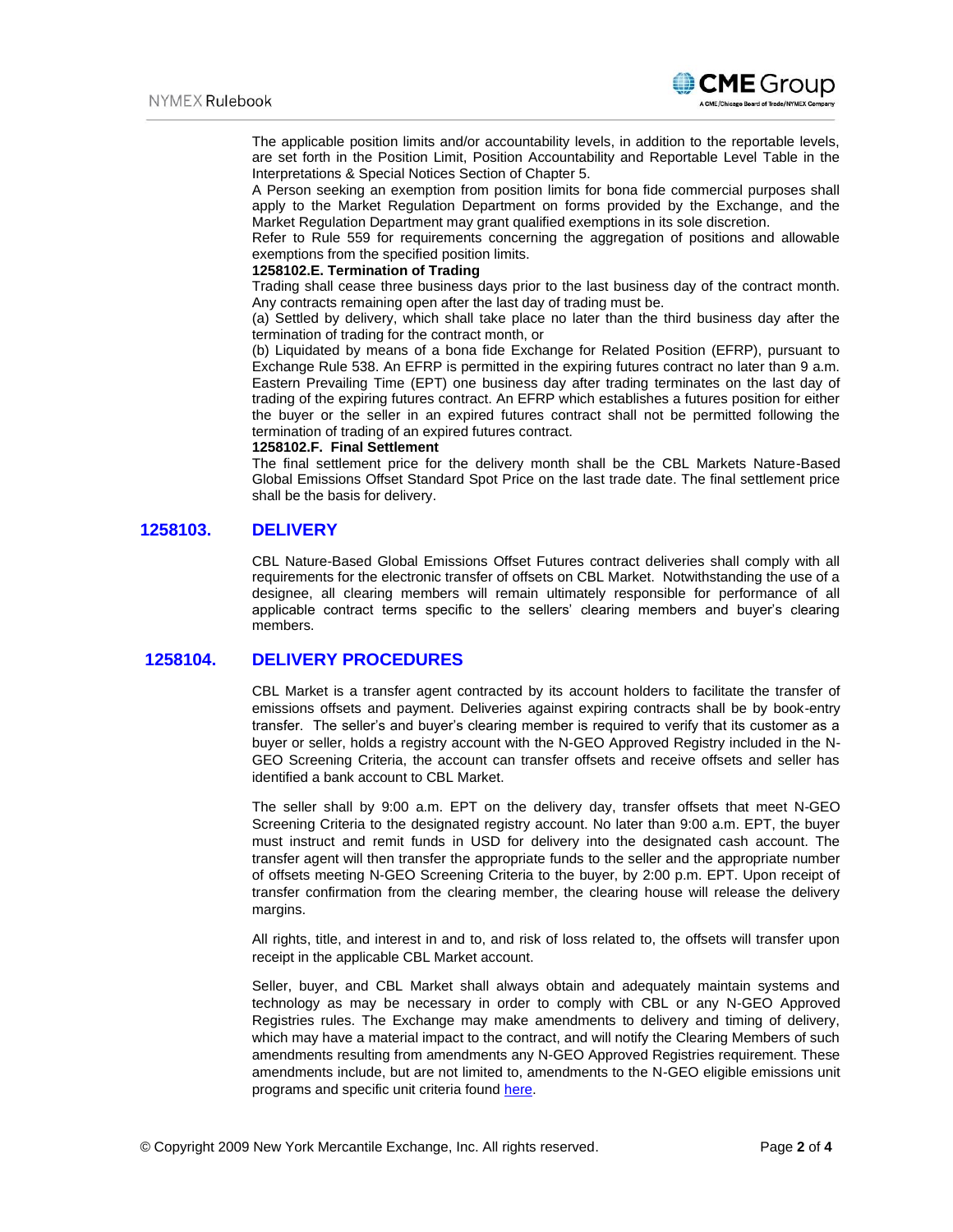The applicable position limits and/or accountability levels, in addition to the reportable levels, are set forth in the Position Limit, Position Accountability and Reportable Level Table in the Interpretations & Special Notices Section of Chapter 5.

A Person seeking an exemption from position limits for bona fide commercial purposes shall apply to the Market Regulation Department on forms provided by the Exchange, and the Market Regulation Department may grant qualified exemptions in its sole discretion.

Refer to Rule 559 for requirements concerning the aggregation of positions and allowable exemptions from the specified position limits.

**1258102.E. Termination of Trading**

Trading shall cease three business days prior to the last business day of the contract month. Any contracts remaining open after the last day of trading must be.

(a) Settled by delivery, which shall take place no later than the third business day after the termination of trading for the contract month, or

(b) Liquidated by means of a bona fide Exchange for Related Position (EFRP), pursuant to Exchange Rule 538. An EFRP is permitted in the expiring futures contract no later than 9 a.m. Eastern Prevailing Time (EPT) one business day after trading terminates on the last day of trading of the expiring futures contract. An EFRP which establishes a futures position for either the buyer or the seller in an expired futures contract shall not be permitted following the termination of trading of an expired futures contract.

**1258102.F. Final Settlement**

The final settlement price for the delivery month shall be the CBL Markets Nature-Based Global Emissions Offset Standard Spot Price on the last trade date. The final settlement price shall be the basis for delivery.

## 1258103. DELIVERY

CBL Nature-Based Global Emissions Offset Futures contract deliveries shall comply with all requirements for the electronic transfer of offsets on CBL Market. Notwithstanding the use of a designee, all clearing members will remain ultimately responsible for performance of all applicable contract terms specific to the sellers' clearing members and buyer's clearing members.

## 1258104. DELIVERY PROCEDURES

CBL Market is a transfer agent contracted by its account holders to facilitate the transfer of emissions offsets and payment. Deliveries against expiring contracts shall be by book-entry transfer. The seller's and buyer's clearing member is required to verify that its customer as a buyer or seller, holds a registry account with the N-GEO Approved Registry included in the N-GEO Screening Criteria, the account can transfer offsets and receive offsets and seller has identified a bank account to CBL Market.

The seller shall by 9:00 a.m. EPT on the delivery day, transfer offsets that meet N-GEO Screening Criteria to the designated registry account. No later than 9:00 a.m. EPT, the buyer must instruct and remit funds in USD for delivery into the designated cash account. The transfer agent will then transfer the appropriate funds to the seller and the appropriate number of offsets meeting N-GEO Screening Criteria to the buyer, by 2:00 p.m. EPT. Upon receipt of transfer confirmation from the clearing member, the clearing house will release the delivery margins.

All rights, title, and interest in and to, and risk of loss related to, the offsets will transfer upon receipt in the applicable CBL Market account.

Seller, buyer, and CBL Market shall always obtain and adequately maintain systems and technology as may be necessary in order to comply with CBL or any N-GEO Approved Registries rules. The Exchange may make amendments to delivery and timing of delivery, which may have a material impact to the contract, and will notify the Clearing Members of such amendments resulting from amendments any N-GEO Approved Registries requirement. These amendments include, but are not limited to, amendments to the N-GEO eligible emissions unit programs and specific unit criteria found here.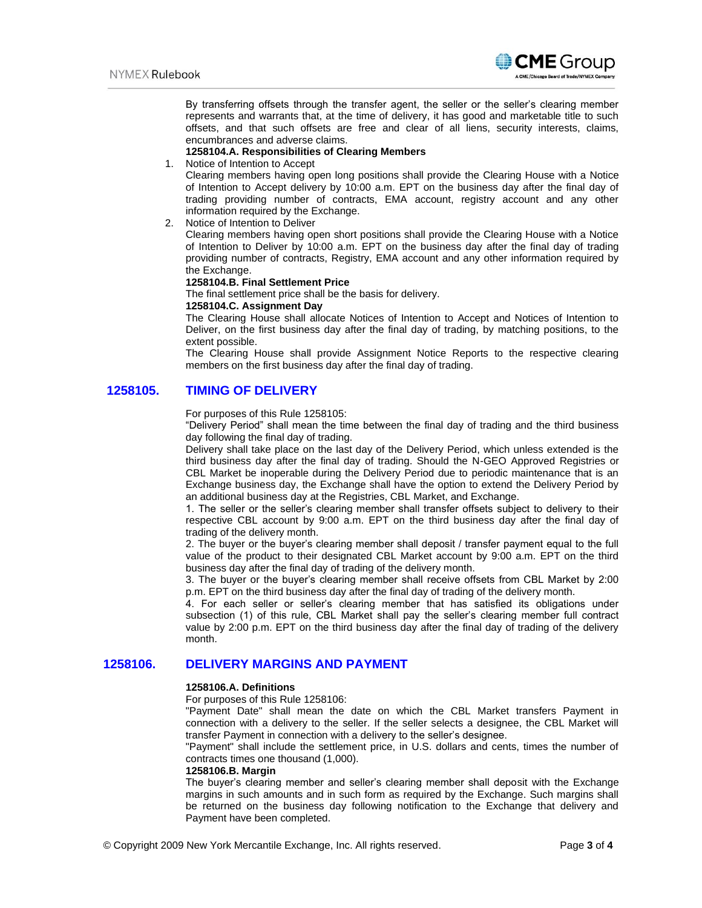By transferring offsets through the transfer agent, the seller or the seller's clearing member represents and warrants that, at the time of delivery, it has good and marketable title to such offsets, and that such offsets are free and clear of all liens, security interests, claims, encumbrances and adverse claims.

**1258104.A. Responsibilities of Clearing Members**

1. Notice of Intention to Accept

   Clearing members having open long positions shall provide the Clearing House with a Notice of Intention to Accept delivery by 10:00 a.m. EPT on the business day after the final day of trading providing number of contracts, EMA account, registry account and any other information required by the Exchange.

2. Notice of Intention to Deliver

   Clearing members having open short positions shall provide the Clearing House with a Notice of Intention to Deliver by 10:00 a.m. EPT on the business day after the final day of trading providing number of contracts, Registry, EMA account and any other information required by the Exchange.

**1258104.B. Final Settlement Price**

The final settlement price shall be the basis for delivery.

**1258104.C. Assignment Day**

The Clearing House shall allocate Notices of Intention to Accept and Notices of Intention to Deliver, on the first business day after the final day of trading, by matching positions, to the extent possible.

The Clearing House shall provide Assignment Notice Reports to the respective clearing members on the first business day after the final day of trading.

## 1258105. TIMING OF DELIVERY

For purposes of this Rule 1258105:

"Delivery Period" shall mean the time between the final day of trading and the third business day following the final day of trading.

Delivery shall take place on the last day of the Delivery Period, which unless extended is the third business day after the final day of trading. Should the N-GEO Approved Registries or CBL Market be inoperable during the Delivery Period due to periodic maintenance that is an Exchange business day, the Exchange shall have the option to extend the Delivery Period by an additional business day at the Registries, CBL Market, and Exchange.

1. The seller or the seller's clearing member shall transfer offsets subject to delivery to their respective CBL account by 9:00 a.m. EPT on the third business day after the final day of trading of the delivery month.

2. The buyer or the buyer's clearing member shall deposit / transfer payment equal to the full value of the product to their designated CBL Market account by 9:00 a.m. EPT on the third business day after the final day of trading of the delivery month.

3. The buyer or the buyer's clearing member shall receive offsets from CBL Market by 2:00 p.m. EPT on the third business day after the final day of trading of the delivery month.

4. For each seller or seller's clearing member that has satisfied its obligations under subsection (1) of this rule, CBL Market shall pay the seller's clearing member full contract value by 2:00 p.m. EPT on the third business day after the final day of trading of the delivery month.

## 1258106. DELIVERY MARGINS AND PAYMENT

**1258106.A. Definitions**

For purposes of this Rule 1258106:

"Payment Date" shall mean the date on which the CBL Market transfers Payment in connection with a delivery to the seller. If the seller selects a designee, the CBL Market will transfer Payment in connection with a delivery to the seller's designee.

"Payment" shall include the settlement price, in U.S. dollars and cents, times the number of contracts times one thousand (1,000).

**1258106.B. Margin**

The buyer's clearing member and seller's clearing member shall deposit with the Exchange margins in such amounts and in such form as required by the Exchange. Such margins shall be returned on the business day following notification to the Exchange that delivery and Payment have been completed.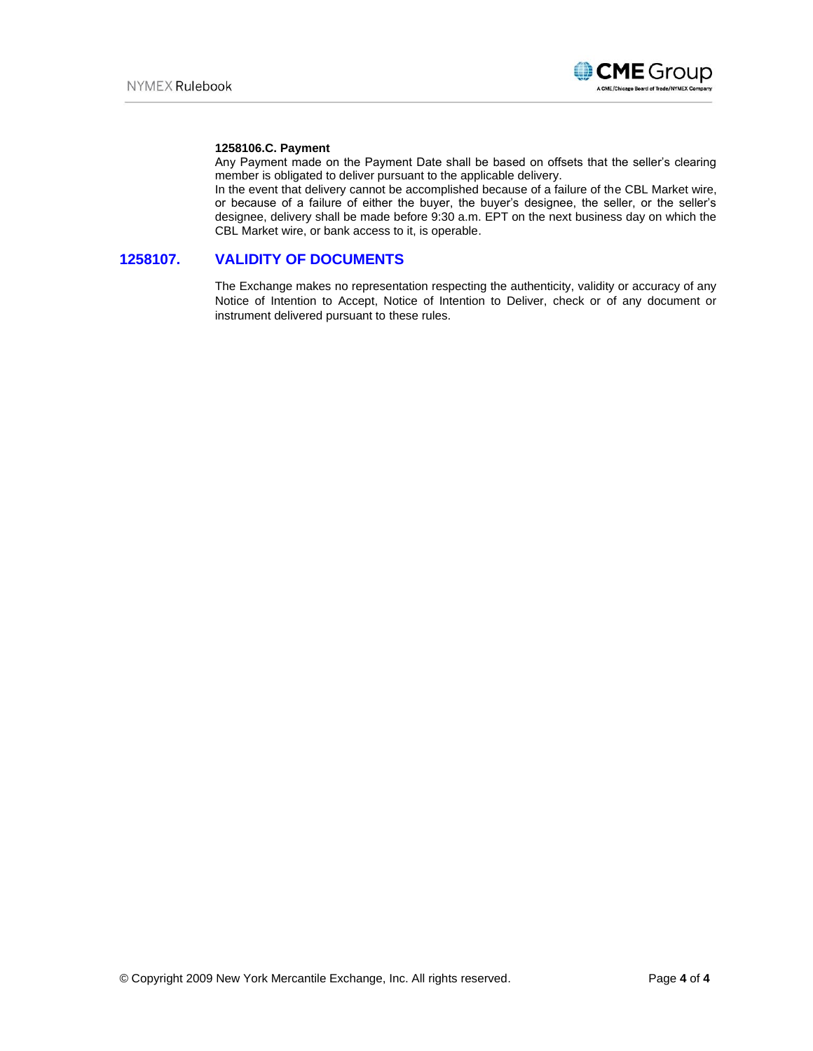**1258106.C. Payment**

Any Payment made on the Payment Date shall be based on offsets that the seller's clearing member is obligated to deliver pursuant to the applicable delivery.

In the event that delivery cannot be accomplished because of a failure of the CBL Market wire, or because of a failure of either the buyer, the buyer's designee, the seller, or the seller's designee, delivery shall be made before 9:30 a.m. EPT on the next business day on which the CBL Market wire, or bank access to it, is operable.

## 1258107. VALIDITY OF DOCUMENTS

The Exchange makes no representation respecting the authenticity, validity or accuracy of any Notice of Intention to Accept, Notice of Intention to Deliver, check or of any document or instrument delivered pursuant to these rules.

© Copyright 2009 New York Mercantile Exchange, Inc. All rights reserved.